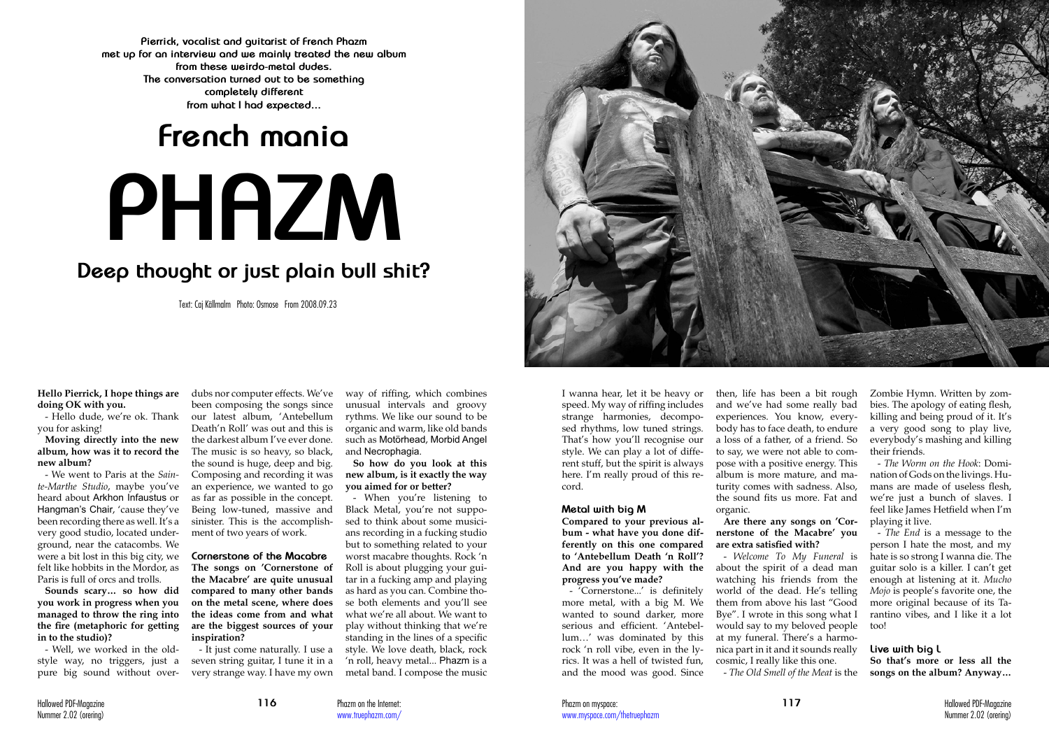**Pierrick, vocalist and guitarist of French Phazm met up for an interview and we mainly treated the new album from these weirdo-metal dudes. The conversation turned out to be something completely different from what I had expected...**

## French mania

# PHAZM

## Deep thought or just plain bull shit?

Text: Caj Källmalm Photo: Osmose From 2008.09.23

**Hello Pierrick, I hope things are doing OK with you.**

- Hello dude, we're ok. Thank you for asking!

**Moving directly into the new album, how was it to record the new album?**

- We went to Paris at the *Sainte-Marthe Studio*, maybe you've heard about Arkhon Infaustus or Hangman's Chair, 'cause they've been recording there as well. It's a very good studio, located underground, near the catacombs. We were a bit lost in this big city, we felt like hobbits in the Mordor, as Paris is full of orcs and trolls.

**Sounds scary... so how did you work in progress when you managed to throw the ring into the fire (metaphoric for getting in to the studio)?**

- Well, we worked in the old-style way, no triggers, just a pure big sound without overdubs nor computer effects. We've been composing the songs since our latest album, 'Antebellum Death'n Roll' was out and this is the darkest album I've ever done. The music is so heavy, so black, the sound is huge, deep and big. Composing and recording it was an experience, we wanted to go as far as possible in the concept. Being low-tuned, massive and sinister. This is the accomplishment of two years of work.

### Cornerstone of the Macabre

**The songs on 'Cornerstone of the Macabre' are quite unusual compared to many other bands on the metal scene, where does the ideas come from and what are the biggest sources of your inspiration?**

- It just come naturally. I use a seven string guitar, I tune it in a very strange way. I have my own way of riffing, which combines unusual intervals and groovy rythms. We like our sound to be organic and warm, like old bands such as Motörhead, Morbid Angel and Necrophagia.

**So how do you look at this new album, is it exactly the way you aimed for or better?**

- When you're listening to Black Metal, you're not supposed to think about some musicians recording in a fucking studio but to something related to your worst macabre thoughts. Rock 'n Roll is about plugging your guitar in a fucking amp and playing as hard as you can. Combine those both elements and you'll see what we're all about. We want to play without thinking that we're standing in the lines of a specific style. We love death, black, rock 'n roll, heavy metal... Phazm is a metal band. I compose the music I wanna hear, let it be heavy or speed. My way of riffing includes strange harmonies, decomposed rhythms, low tuned strings. That's how you'll recognise our style. We can play a lot of different stuff, but the spirit is always here. I'm really proud of this record.

### Metal with big M

**Compared to your previous album - what have you done differently on this one compared to 'Antebellum Death 'n Roll'? And are you happy with the progress you've made?**

- 'Cornerstone...' is definitely more metal, with a big M. We wanted to sound darker, more serious and efficient. 'Antebellum...' was dominated by this rock 'n roll vibe, even in the lyrics. It was a hell of twisted fun, and the mood was good. Since then, life has been a bit rough and we've had some really bad experiences. You know, everybody has to face death, to endure a loss of a father, of a friend. So to say, we were not able to compose with a positive energy. This album is more mature, and maturity comes with sadness. Also, the sound fits us more. Fat and organic.

**Are there any songs on 'Cornerstone of the Macabre' you are extra satisfied with?**

- *Welcome To My Funeral* is about the spirit of a dead man watching his friends from the world of the dead. He's telling them from above his last "Good Bye". I wrote in this song what I would say to my beloved people at my funeral. There's a harmonica part in it and it sounds really cosmic, I really like this one.

- *The Old Smell of the Meat* is the Zombie Hymn. Written by zombies. The apology of eating flesh, killing and being proud of it. It's a very good song to play live, everybody's mashing and killing their friends.

- *The Worm on the Hook*: Domination of Gods on the livings. Humans are made of useless flesh, we're just a bunch of slaves. I feel like James Hetfield when I'm playing it live.

- *The End* is a message to the person I hate the most, and my hate is so strong I wanna die. The guitar solo is a killer. I can't get enough at listening at it. *Mucho Mojo* is people's favorite one, the more original because of its Tarantino vibes, and I like it a lot too!

### Live with big L

**So that's more or less all the songs on the album? Anyway...**

Phazm on the Internet: www.truephazm.com/

Phazm on myspace: www.myspace.com/thetruephazm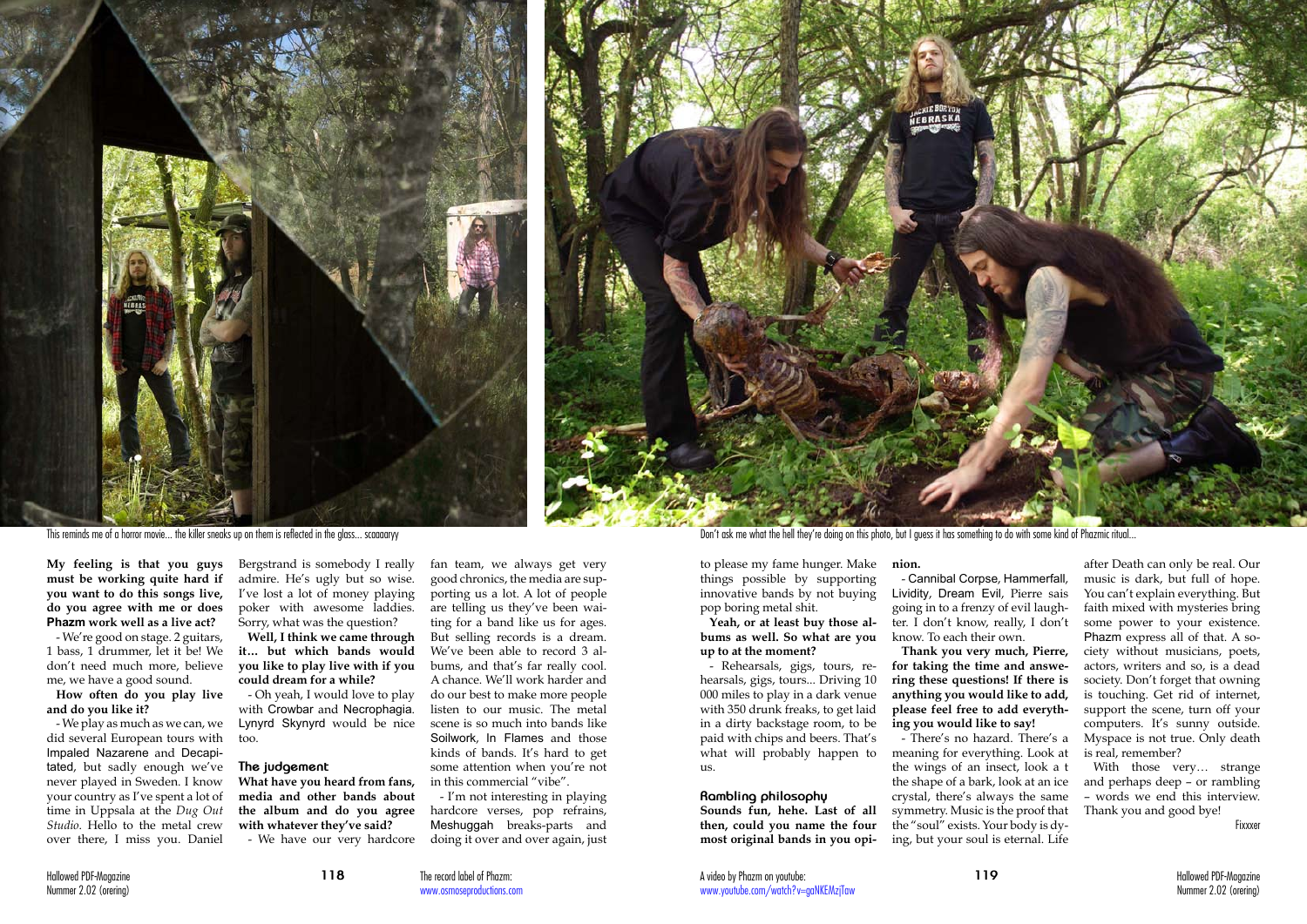This reminds me of a horror movie... the killer sneaks up on them is reflected in the glass... scaaaaryy

Don't ask me what the hell they're doing on this photo, but I guess it has something to do with some kind of Phazmic ritual...

**My feeling is that you guys must be working quite hard if you want to do this songs live, do you agree with me or does Phazm work well as a live act?**

- We're good on stage. 2 guitars, 1 bass, 1 drummer, let it be! We don't need much more, believe me, we have a good sound.

**How often do you play live and do you like it?**

- We play as much as we can, we did several European tours with Impaled Nazarene and Decapitated, but sadly enough we've never played in Sweden. I know your country as I've spent a lot of time in Uppsala at the *Dug Out Studio*. Hello to the metal crew over there, I miss you. Daniel Bergstrand is somebody I really admire. He's ugly but so wise. I've lost a lot of money playing poker with awesome laddies. Sorry, what was the question?

**Well, I think we came through it... but which bands would you like to play live with if you could dream for a while?**

- Oh yeah, I would love to play with Crowbar and Necrophagia. Lynyrd Skynyrd would be nice too.

## The judgement

**What have you heard from fans, media and other bands about the album and do you agree with whatever they've said?**

- We have our very hardcore fan team, we always get very good chronics, the media are supporting us a lot. A lot of people are telling us they've been waiting for a band like us for ages. But selling records is a dream. We've been able to record 3 albums, and that's far really cool. A chance. We'll work harder and do our best to make more people listen to our music. The metal scene is so much into bands like Soilwork, In Flames and those kinds of bands. It's hard to get some attention when you're not in this commercial "vibe".

- I'm not interesting in playing hardcore verses, pop refrains, Meshuggah breaks-parts and doing it over and over again, just to please my fame hunger. Make things possible by supporting innovative bands by not buying pop boring metal shit.

**Yeah, or at least buy those albums as well. So what are you up to at the moment?**

- Rehearsals, gigs, tours, rehearsals, gigs, tours... Driving 10 000 miles to play in a dark venue with 350 drunk freaks, to get laid in a dirty backstage room, to be paid with chips and beers. That's what will probably happen to us.

## Rambling philosophy

**Sounds fun, hehe. Last of all then, could you name the four most original bands in you opinion.**

- Cannibal Corpse, Hammerfall, Lividity, Dream Evil, Pierre sais going in to a frenzy of evil laughter. I don't know, really, I don't know. To each their own.

**Thank you very much, Pierre, for taking the time and answering these questions! If there is anything you would like to add, please feel free to add everything you would like to say!**

- There's no hazard. There's a meaning for everything. Look at the wings of an insect, look a t the shape of a bark, look at an ice crystal, there's always the same symmetry. Music is the proof that the "soul" exists. Your body is dying, but your soul is eternal. Life after Death can only be real. Our music is dark, but full of hope. You can't explain everything. But faith mixed with mysteries bring some power to your existence. Phazm express all of that. A society without musicians, poets, actors, writers and so, is a dead society. Don't forget that owning is touching. Get rid of internet, support the scene, turn off your computers. It's sunny outside. Myspace is not true. Only death is real, remember?

With those very… strange and perhaps deep – or rambling – words we end this interview. Thank you and good bye!

Fixxxer

The record label of Phazm:
www.osmoseproductions.com

A video by Phazm on youtube:
www.youtube.com/watch?v=gaNKEMzjTaw